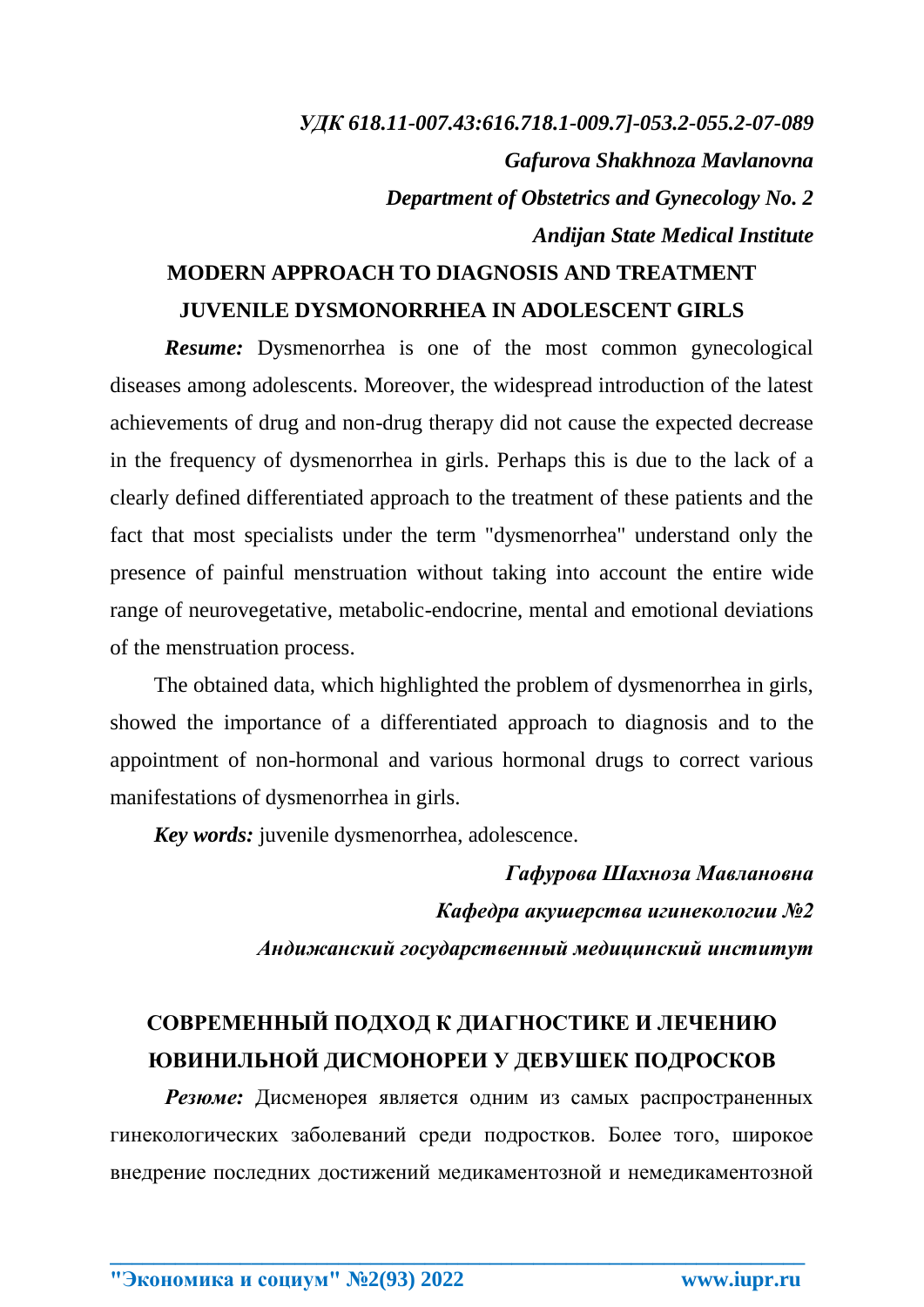*УДК 618.11-007.43:616.718.1-009.7]-053.2-055.2-07-089*

***Gafurova Shakhnoza Mavlanovna***

***Department of Obstetrics and Gynecology No. 2***

***Andijan State Medical Institute***

# MODERN APPROACH TO DIAGNOSIS AND TREATMENT JUVENILE DYSMONORRHEA IN ADOLESCENT GIRLS

***Resume:*** Dysmenorrhea is one of the most common gynecological diseases among adolescents. Moreover, the widespread introduction of the latest achievements of drug and non-drug therapy did not cause the expected decrease in the frequency of dysmenorrhea in girls. Perhaps this is due to the lack of a clearly defined differentiated approach to the treatment of these patients and the fact that most specialists under the term "dysmenorrhea" understand only the presence of painful menstruation without taking into account the entire wide range of neurovegetative, metabolic-endocrine, mental and emotional deviations of the menstruation process.

The obtained data, which highlighted the problem of dysmenorrhea in girls, showed the importance of a differentiated approach to diagnosis and to the appointment of non-hormonal and various hormonal drugs to correct various manifestations of dysmenorrhea in girls.

***Key words:*** juvenile dysmenorrhea, adolescence.

***Гафурова Шахноза Мавлановна***

***Кафедра акушерства игинекологии №2***

***Андижанский государственный медицинский институт***

# СОВРЕМЕННЫЙ ПОДХОД К ДИАГНОСТИКЕ И ЛЕЧЕНИЮ ЮВИНИЛЬНОЙ ДИСМОНОРЕИ У ДЕВУШЕК ПОДРОСКОВ

***Резюме:*** Дисменорея является одним из самых распространенных гинекологических заболеваний среди подростков. Более того, широкое внедрение последних достижений медикаментозной и немедикаментозной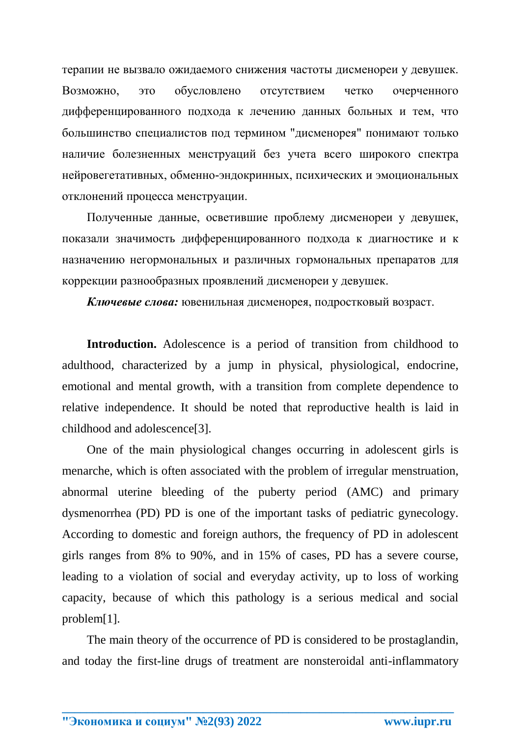терапии не вызвало ожидаемого снижения частоты дисменореи у девушек. Возможно, это обусловлено отсутствием четко очерченного дифференцированного подхода к лечению данных больных и тем, что большинство специалистов под термином "дисменорея" понимают только наличие болезненных менструаций без учета всего широкого спектра нейровегетативных, обменно-эндокринных, психических и эмоциональных отклонений процесса менструации.

Полученные данные, осветившие проблему дисменореи у девушек, показали значимость дифференцированного подхода к диагностике и к назначению негормональных и различных гормональных препаратов для коррекции разнообразных проявлений дисменореи у девушек.

***Ключевые слова:*** ювенильная дисменорея, подростковый возраст.

**Introduction.** Adolescence is a period of transition from childhood to adulthood, characterized by a jump in physical, physiological, endocrine, emotional and mental growth, with a transition from complete dependence to relative independence. It should be noted that reproductive health is laid in childhood and adolescence[3].

One of the main physiological changes occurring in adolescent girls is menarche, which is often associated with the problem of irregular menstruation, abnormal uterine bleeding of the puberty period (AMC) and primary dysmenorrhea (PD) PD is one of the important tasks of pediatric gynecology. According to domestic and foreign authors, the frequency of PD in adolescent girls ranges from 8% to 90%, and in 15% of cases, PD has a severe course, leading to a violation of social and everyday activity, up to loss of working capacity, because of which this pathology is a serious medical and social problem[1].

The main theory of the occurrence of PD is considered to be prostaglandin, and today the first-line drugs of treatment are nonsteroidal anti-inflammatory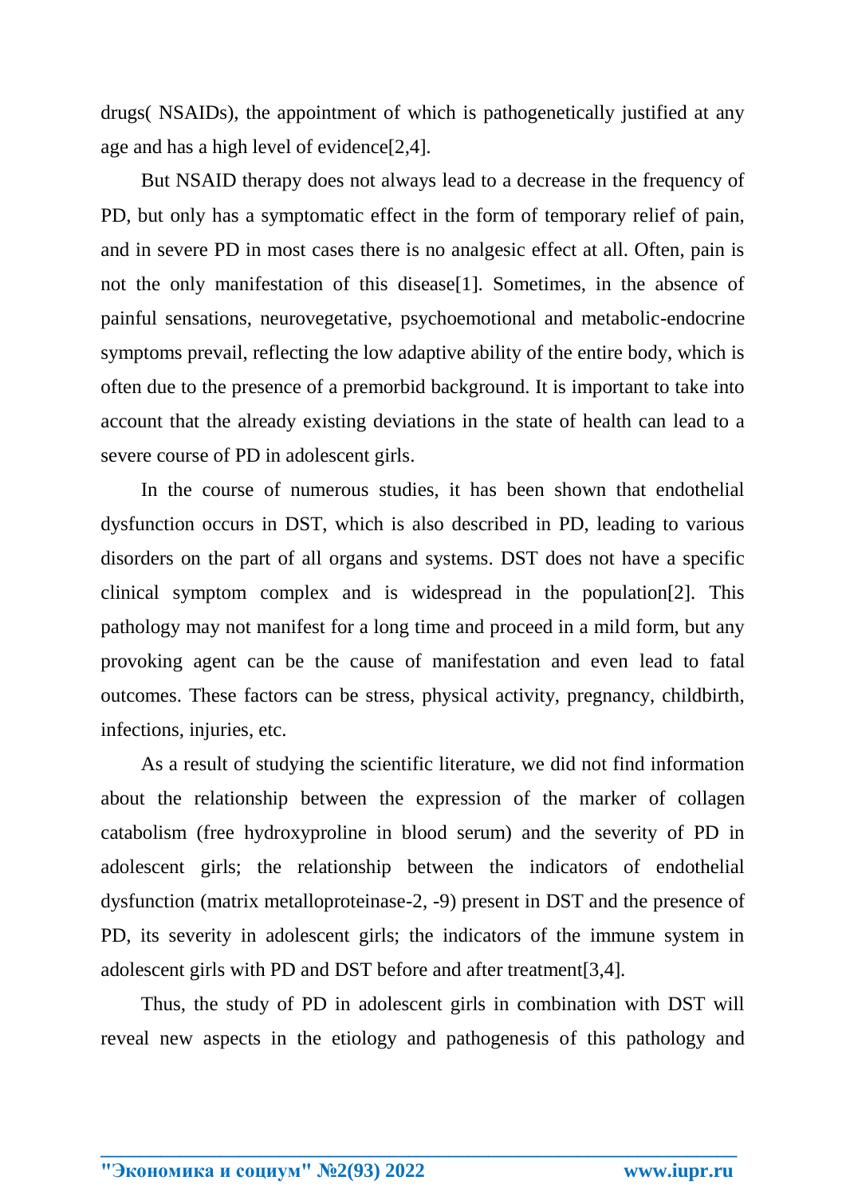drugs( NSAIDs), the appointment of which is pathogenetically justified at any age and has a high level of evidence[2,4].

But NSAID therapy does not always lead to a decrease in the frequency of PD, but only has a symptomatic effect in the form of temporary relief of pain, and in severe PD in most cases there is no analgesic effect at all. Often, pain is not the only manifestation of this disease[1]. Sometimes, in the absence of painful sensations, neurovegetative, psychoemotional and metabolic-endocrine symptoms prevail, reflecting the low adaptive ability of the entire body, which is often due to the presence of a premorbid background. It is important to take into account that the already existing deviations in the state of health can lead to a severe course of PD in adolescent girls.

In the course of numerous studies, it has been shown that endothelial dysfunction occurs in DST, which is also described in PD, leading to various disorders on the part of all organs and systems. DST does not have a specific clinical symptom complex and is widespread in the population[2]. This pathology may not manifest for a long time and proceed in a mild form, but any provoking agent can be the cause of manifestation and even lead to fatal outcomes. These factors can be stress, physical activity, pregnancy, childbirth, infections, injuries, etc.

As a result of studying the scientific literature, we did not find information about the relationship between the expression of the marker of collagen catabolism (free hydroxyproline in blood serum) and the severity of PD in adolescent girls; the relationship between the indicators of endothelial dysfunction (matrix metalloproteinase-2, -9) present in DST and the presence of PD, its severity in adolescent girls; the indicators of the immune system in adolescent girls with PD and DST before and after treatment[3,4].

Thus, the study of PD in adolescent girls in combination with DST will reveal new aspects in the etiology and pathogenesis of this pathology and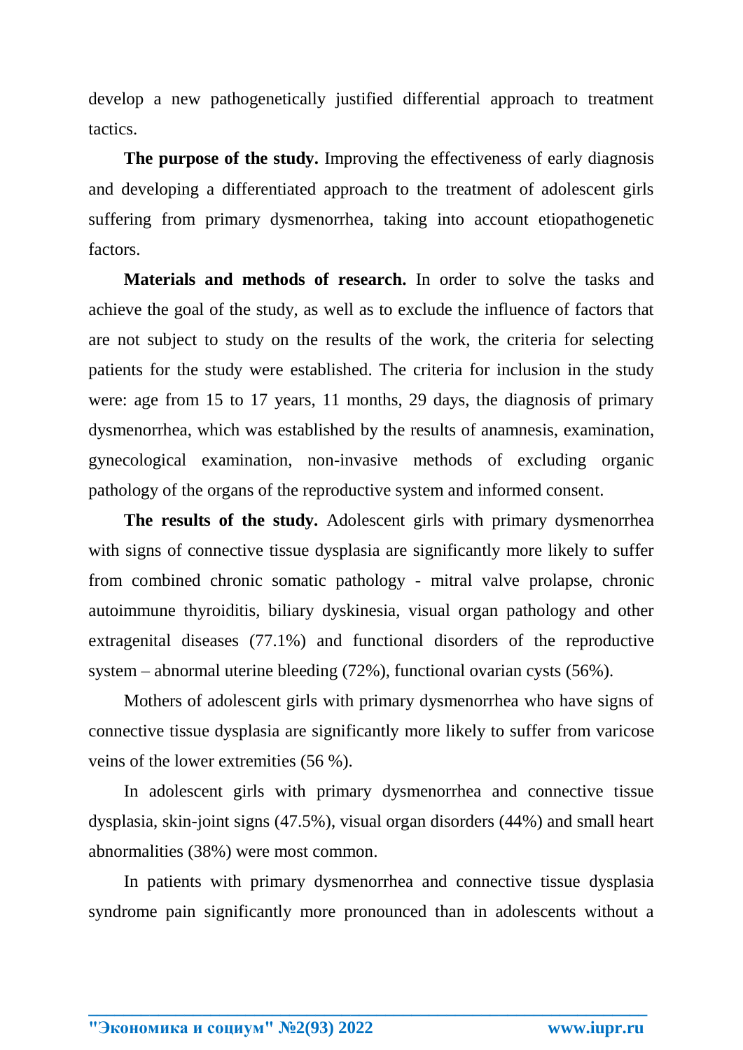develop a new pathogenetically justified differential approach to treatment tactics.

**The purpose of the study.** Improving the effectiveness of early diagnosis and developing a differentiated approach to the treatment of adolescent girls suffering from primary dysmenorrhea, taking into account etiopathogenetic factors.

**Materials and methods of research.** In order to solve the tasks and achieve the goal of the study, as well as to exclude the influence of factors that are not subject to study on the results of the work, the criteria for selecting patients for the study were established. The criteria for inclusion in the study were: age from 15 to 17 years, 11 months, 29 days, the diagnosis of primary dysmenorrhea, which was established by the results of anamnesis, examination, gynecological examination, non-invasive methods of excluding organic pathology of the organs of the reproductive system and informed consent.

**The results of the study.** Adolescent girls with primary dysmenorrhea with signs of connective tissue dysplasia are significantly more likely to suffer from combined chronic somatic pathology - mitral valve prolapse, chronic autoimmune thyroiditis, biliary dyskinesia, visual organ pathology and other extragenital diseases (77.1%) and functional disorders of the reproductive system – abnormal uterine bleeding (72%), functional ovarian cysts (56%).

Mothers of adolescent girls with primary dysmenorrhea who have signs of connective tissue dysplasia are significantly more likely to suffer from varicose veins of the lower extremities (56 %).

In adolescent girls with primary dysmenorrhea and connective tissue dysplasia, skin-joint signs (47.5%), visual organ disorders (44%) and small heart abnormalities (38%) were most common.

In patients with primary dysmenorrhea and connective tissue dysplasia syndrome pain significantly more pronounced than in adolescents without a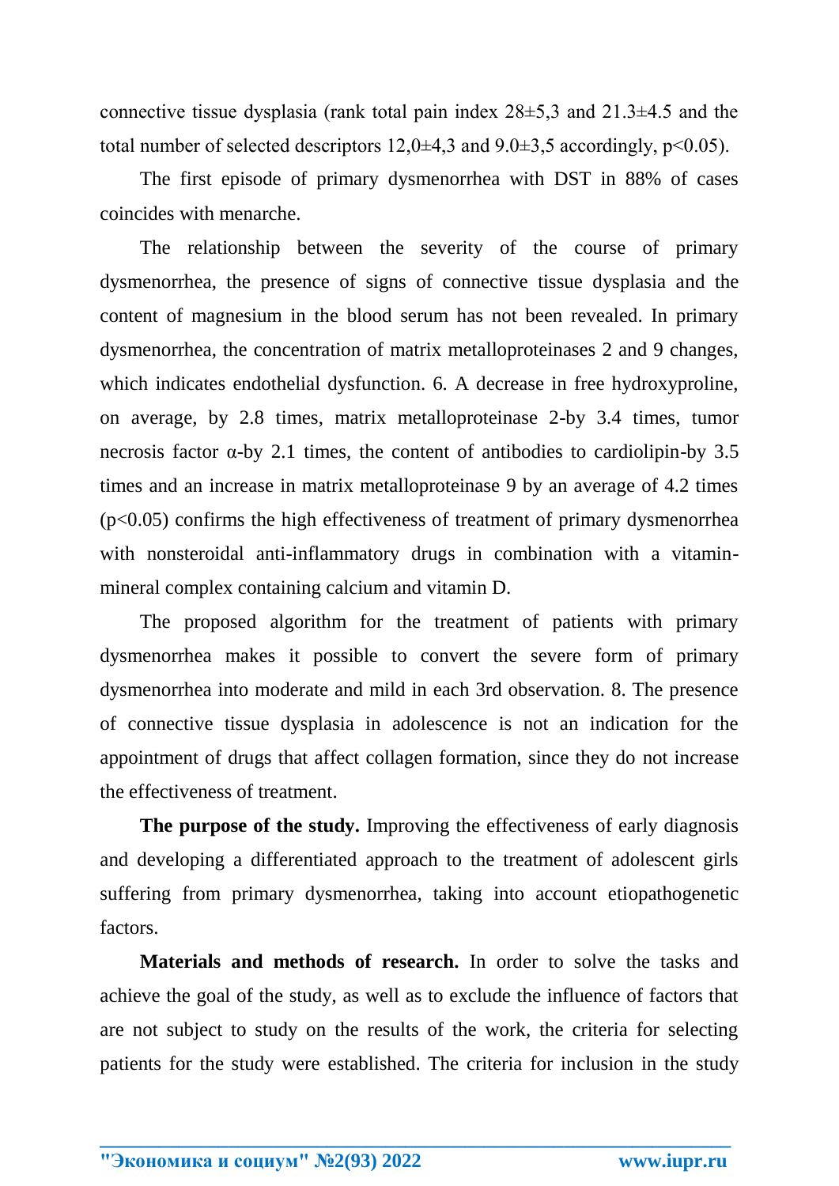connective tissue dysplasia (rank total pain index 28±5,3 and 21.3±4.5 and the total number of selected descriptors 12,0±4,3 and 9.0±3,5 accordingly, $p<0.05$).

The first episode of primary dysmenorrhea with DST in 88% of cases coincides with menarche.

The relationship between the severity of the course of primary dysmenorrhea, the presence of signs of connective tissue dysplasia and the content of magnesium in the blood serum has not been revealed. In primary dysmenorrhea, the concentration of matrix metalloproteinases 2 and 9 changes, which indicates endothelial dysfunction. 6. A decrease in free hydroxyproline, on average, by 2.8 times, matrix metalloproteinase 2-by 3.4 times, tumor necrosis factor α-by 2.1 times, the content of antibodies to cardiolipin-by 3.5 times and an increase in matrix metalloproteinase 9 by an average of 4.2 times ($p<0.05$) confirms the high effectiveness of treatment of primary dysmenorrhea with nonsteroidal anti-inflammatory drugs in combination with a vitamin-mineral complex containing calcium and vitamin D.

The proposed algorithm for the treatment of patients with primary dysmenorrhea makes it possible to convert the severe form of primary dysmenorrhea into moderate and mild in each 3rd observation. 8. The presence of connective tissue dysplasia in adolescence is not an indication for the appointment of drugs that affect collagen formation, since they do not increase the effectiveness of treatment.

**The purpose of the study.** Improving the effectiveness of early diagnosis and developing a differentiated approach to the treatment of adolescent girls suffering from primary dysmenorrhea, taking into account etiopathogenetic factors.

**Materials and methods of research.** In order to solve the tasks and achieve the goal of the study, as well as to exclude the influence of factors that are not subject to study on the results of the work, the criteria for selecting patients for the study were established. The criteria for inclusion in the study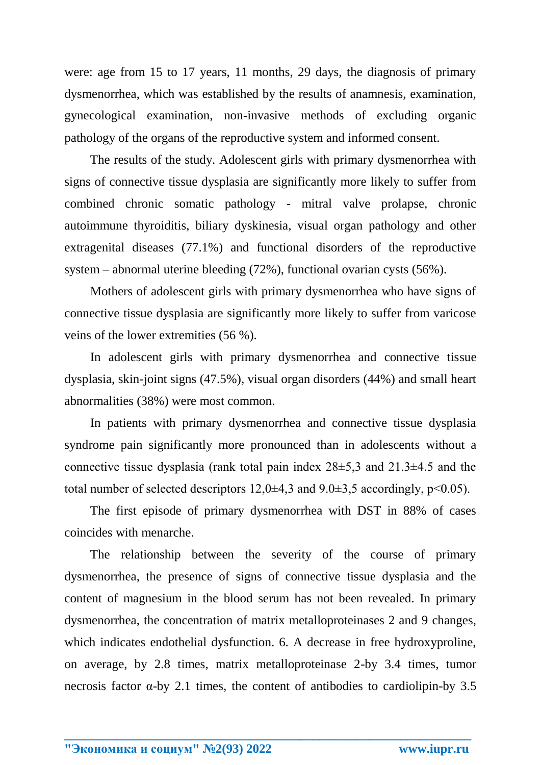were: age from 15 to 17 years, 11 months, 29 days, the diagnosis of primary dysmenorrhea, which was established by the results of anamnesis, examination, gynecological examination, non-invasive methods of excluding organic pathology of the organs of the reproductive system and informed consent.

The results of the study. Adolescent girls with primary dysmenorrhea with signs of connective tissue dysplasia are significantly more likely to suffer from combined chronic somatic pathology - mitral valve prolapse, chronic autoimmune thyroiditis, biliary dyskinesia, visual organ pathology and other extragenital diseases (77.1%) and functional disorders of the reproductive system – abnormal uterine bleeding (72%), functional ovarian cysts (56%).

Mothers of adolescent girls with primary dysmenorrhea who have signs of connective tissue dysplasia are significantly more likely to suffer from varicose veins of the lower extremities (56 %).

In adolescent girls with primary dysmenorrhea and connective tissue dysplasia, skin-joint signs (47.5%), visual organ disorders (44%) and small heart abnormalities (38%) were most common.

In patients with primary dysmenorrhea and connective tissue dysplasia syndrome pain significantly more pronounced than in adolescents without a connective tissue dysplasia (rank total pain index 28±5,3 and 21.3±4.5 and the total number of selected descriptors 12,0±4,3 and 9.0±3,5 accordingly, $p<0.05$).

The first episode of primary dysmenorrhea with DST in 88% of cases coincides with menarche.

The relationship between the severity of the course of primary dysmenorrhea, the presence of signs of connective tissue dysplasia and the content of magnesium in the blood serum has not been revealed. In primary dysmenorrhea, the concentration of matrix metalloproteinases 2 and 9 changes, which indicates endothelial dysfunction. 6. A decrease in free hydroxyproline, on average, by 2.8 times, matrix metalloproteinase 2-by 3.4 times, tumor necrosis factor α-by 2.1 times, the content of antibodies to cardiolipin-by 3.5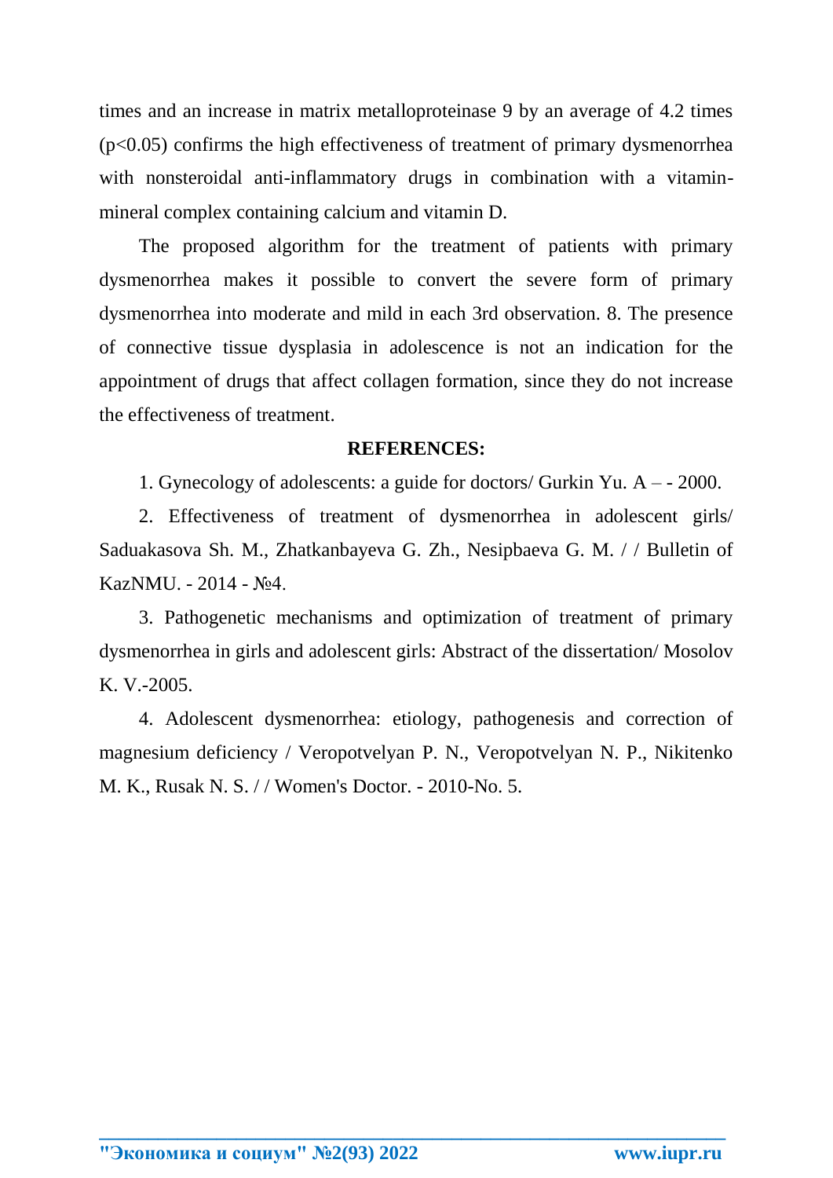times and an increase in matrix metalloproteinase 9 by an average of 4.2 times ($p<0.05$) confirms the high effectiveness of treatment of primary dysmenorrhea with nonsteroidal anti-inflammatory drugs in combination with a vitamin-mineral complex containing calcium and vitamin D.

The proposed algorithm for the treatment of patients with primary dysmenorrhea makes it possible to convert the severe form of primary dysmenorrhea into moderate and mild in each 3rd observation. 8. The presence of connective tissue dysplasia in adolescence is not an indication for the appointment of drugs that affect collagen formation, since they do not increase the effectiveness of treatment.

**REFERENCES:**

1. Gynecology of adolescents: a guide for doctors/ Gurkin Yu. A – - 2000.
2. Effectiveness of treatment of dysmenorrhea in adolescent girls/ Saduakasova Sh. M., Zhatkanbayeva G. Zh., Nesipbaeva G. M. / / Bulletin of KazNMU. - 2014 - №4.
3. Pathogenetic mechanisms and optimization of treatment of primary dysmenorrhea in girls and adolescent girls: Abstract of the dissertation/ Mosolov K. V.-2005.
4. Adolescent dysmenorrhea: etiology, pathogenesis and correction of magnesium deficiency / Veropotvelyan P. N., Veropotvelyan N. P., Nikitenko M. K., Rusak N. S. / / Women's Doctor. - 2010-No. 5.